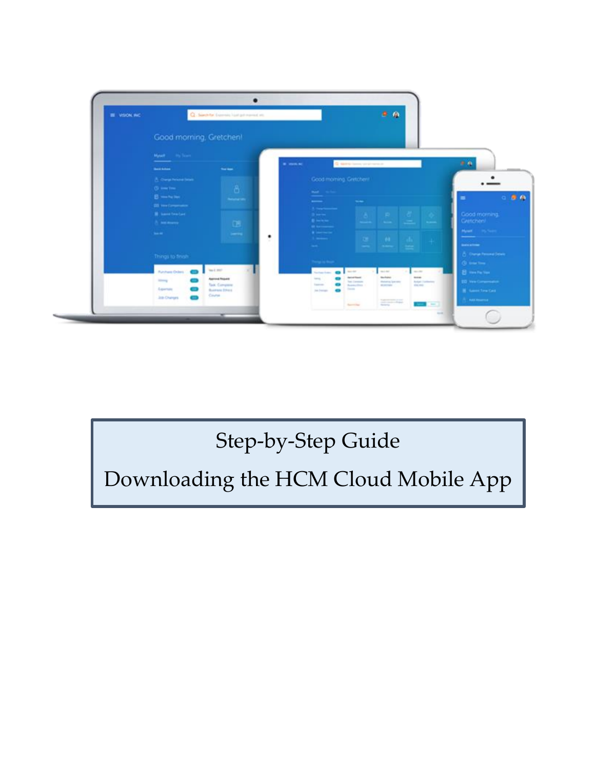# Step-by-Step Guide

# Downloading the HCM Cloud Mobile App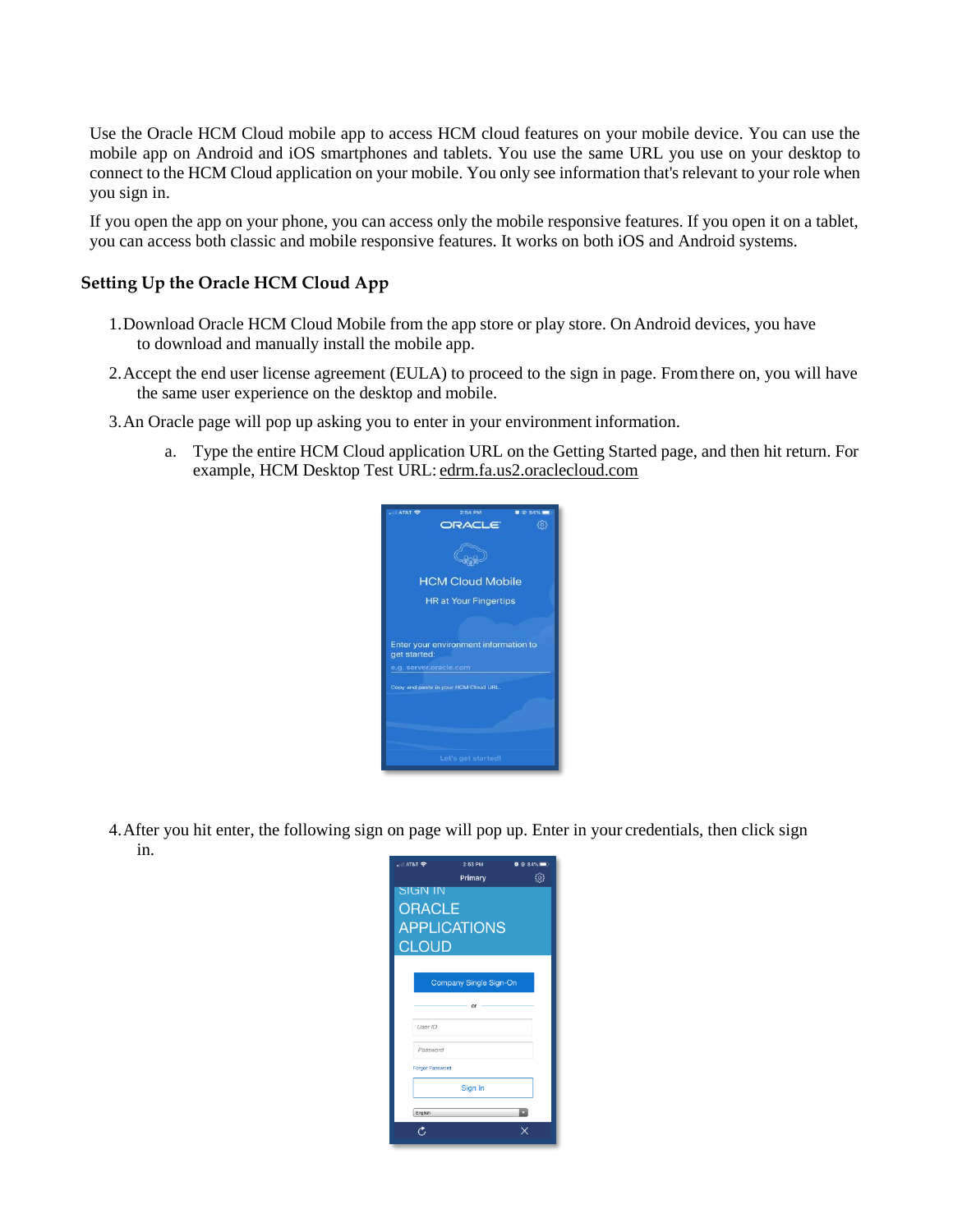Use the Oracle HCM Cloud mobile app to access HCM cloud features on your mobile device. You can use the mobile app on Android and iOS smartphones and tablets. You use the same URL you use on your desktop to connect to the HCM Cloud application on your mobile. You only see information that's relevant to your role when you sign in.

If you open the app on your phone, you can access only the mobile responsive features. If you open it on a tablet, you can access both classic and mobile responsive features. It works on both iOS and Android systems.

## Setting Up the Oracle HCM Cloud App

1. Download Oracle HCM Cloud Mobile from the app store or play store. On Android devices, you have to download and manually install the mobile app.
2. Accept the end user license agreement (EULA) to proceed to the sign in page. From there on, you will have the same user experience on the desktop and mobile.
3. An Oracle page will pop up asking you to enter in your environment information.
   a. Type the entire HCM Cloud application URL on the Getting Started page, and then hit return. For example, HCM Desktop Test URL: edrm.fa.us2.oraclecloud.com

4. After you hit enter, the following sign on page will pop up. Enter in your credentials, then click sign in.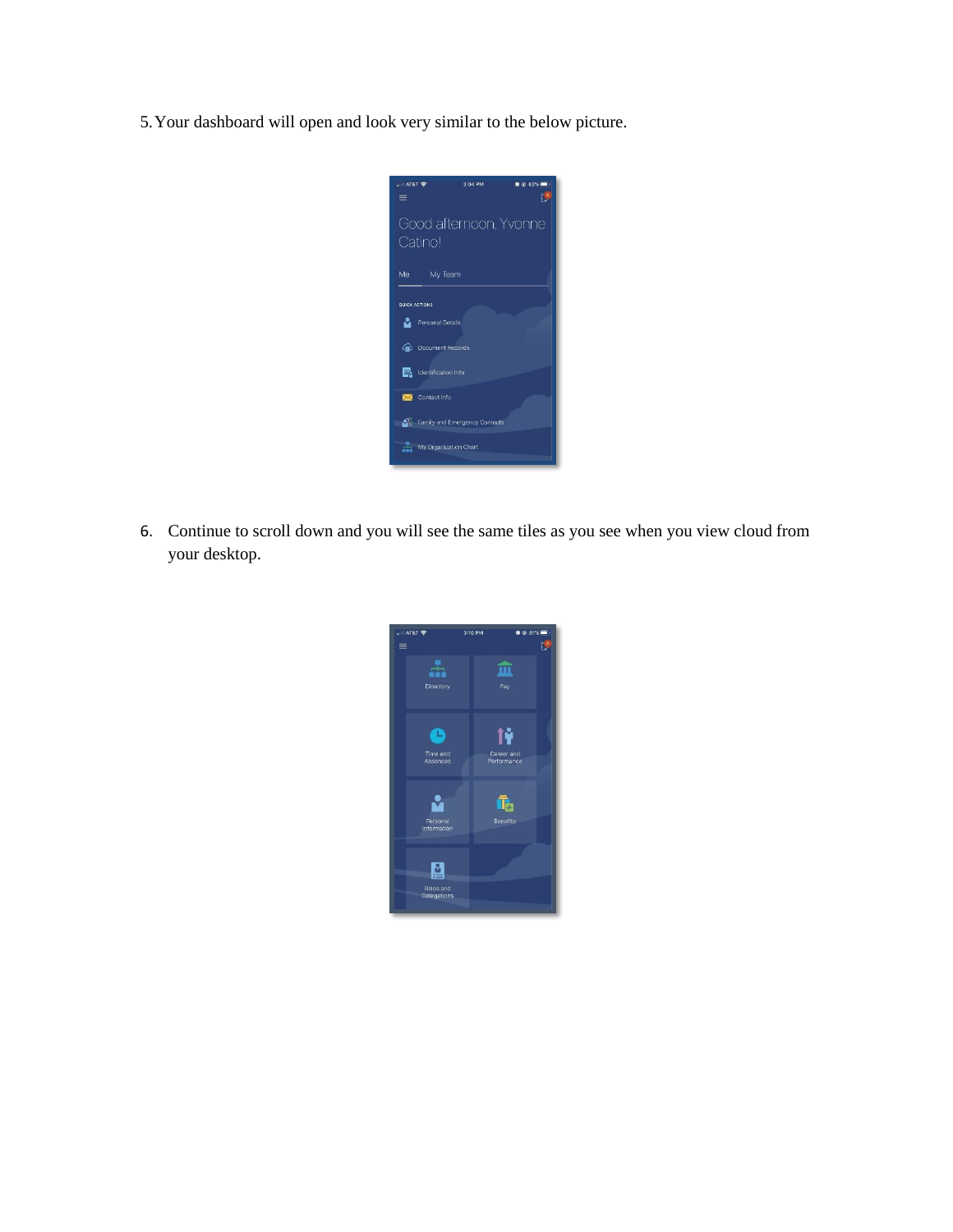5. Your dashboard will open and look very similar to the below picture.

6. Continue to scroll down and you will see the same tiles as you see when you view cloud from your desktop.